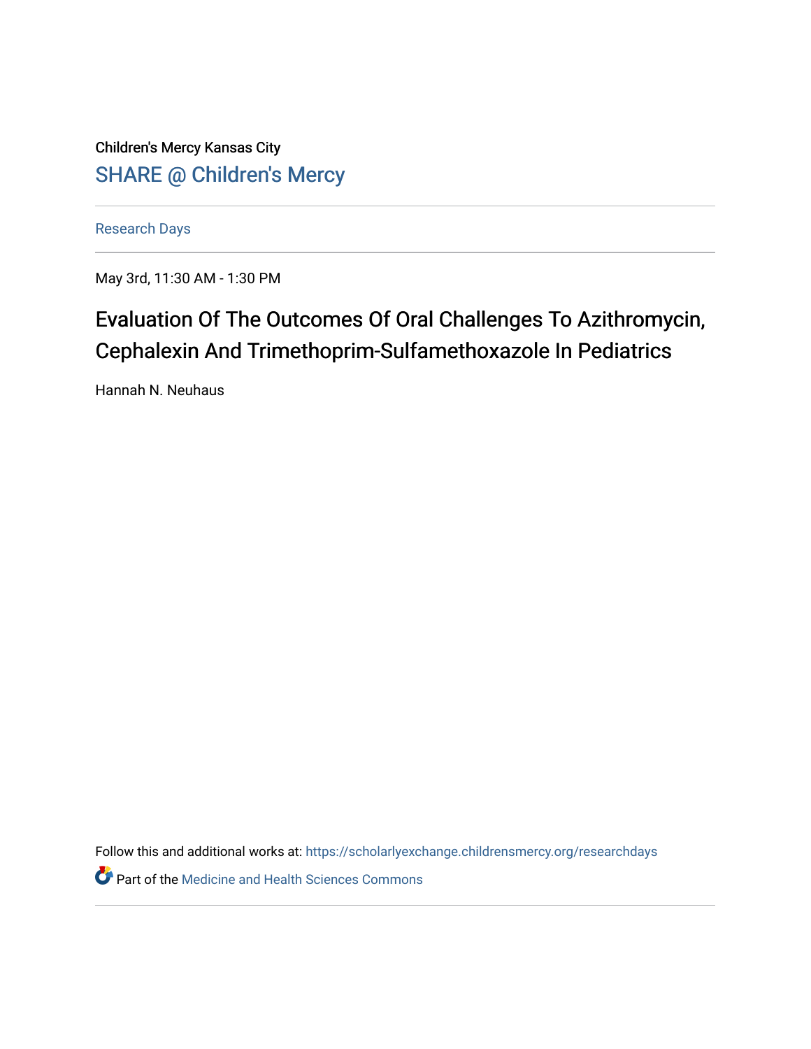Children's Mercy Kansas City

SHARE @ Children's Mercy

Research Days

May 3rd, 11:30 AM - 1:30 PM

# Evaluation Of The Outcomes Of Oral Challenges To Azithromycin, Cephalexin And Trimethoprim-Sulfamethoxazole In Pediatrics

Hannah N. Neuhaus

Follow this and additional works at: https://scholarlyexchange.childrensmercy.org/researchdays

Part of the Medicine and Health Sciences Commons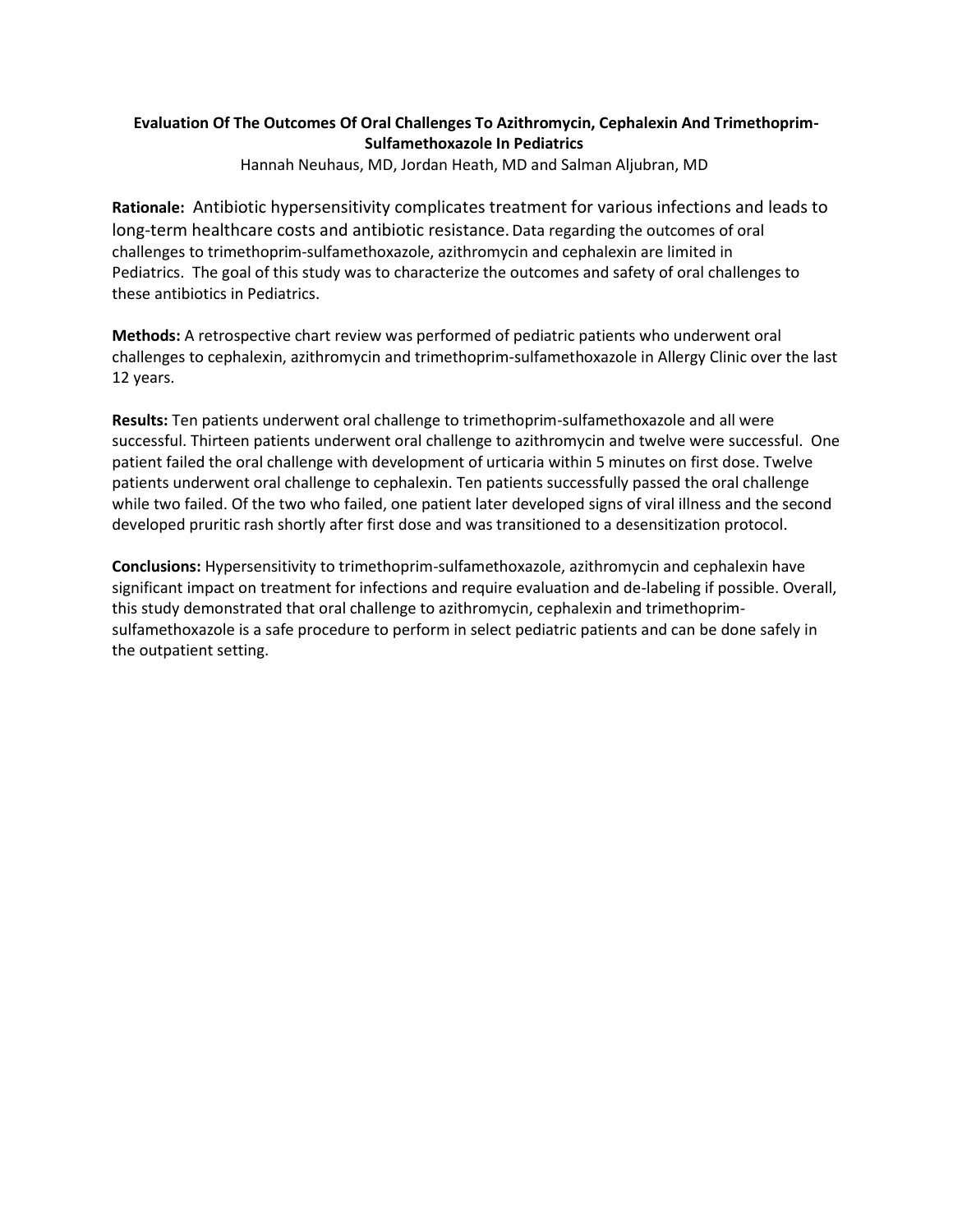**Evaluation Of The Outcomes Of Oral Challenges To Azithromycin, Cephalexin And Trimethoprim-Sulfamethoxazole In Pediatrics**

Hannah Neuhaus, MD, Jordan Heath, MD and Salman Aljubran, MD

**Rationale:** Antibiotic hypersensitivity complicates treatment for various infections and leads to long-term healthcare costs and antibiotic resistance. Data regarding the outcomes of oral challenges to trimethoprim-sulfamethoxazole, azithromycin and cephalexin are limited in Pediatrics. The goal of this study was to characterize the outcomes and safety of oral challenges to these antibiotics in Pediatrics.

**Methods:** A retrospective chart review was performed of pediatric patients who underwent oral challenges to cephalexin, azithromycin and trimethoprim-sulfamethoxazole in Allergy Clinic over the last 12 years.

**Results:** Ten patients underwent oral challenge to trimethoprim-sulfamethoxazole and all were successful. Thirteen patients underwent oral challenge to azithromycin and twelve were successful. One patient failed the oral challenge with development of urticaria within 5 minutes on first dose. Twelve patients underwent oral challenge to cephalexin. Ten patients successfully passed the oral challenge while two failed. Of the two who failed, one patient later developed signs of viral illness and the second developed pruritic rash shortly after first dose and was transitioned to a desensitization protocol.

**Conclusions:** Hypersensitivity to trimethoprim-sulfamethoxazole, azithromycin and cephalexin have significant impact on treatment for infections and require evaluation and de-labeling if possible. Overall, this study demonstrated that oral challenge to azithromycin, cephalexin and trimethoprim-sulfamethoxazole is a safe procedure to perform in select pediatric patients and can be done safely in the outpatient setting.